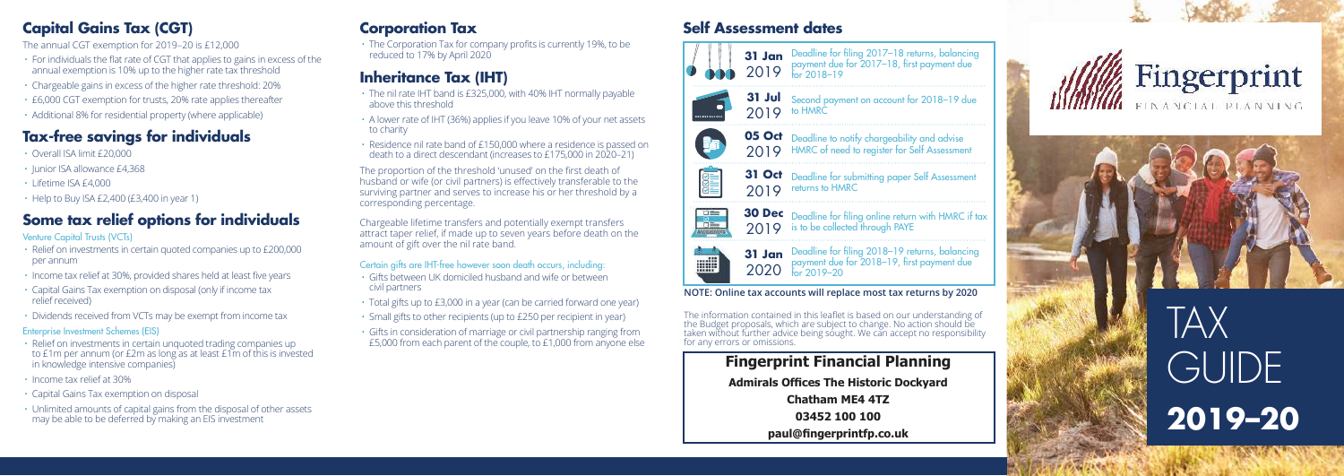## Capital Gains Tax (CGT)

The annual CGT exemption for 2019–20 is £12,000

- For individuals the flat rate of CGT that applies to gains in excess of the annual exemption is 10% up to the higher rate tax threshold
- Chargeable gains in excess of the higher rate threshold: 20%
- £6,000 CGT exemption for trusts, 20% rate applies thereafter
- Additional 8% for residential property (where applicable)

## Tax-free savings for individuals

- Overall ISA limit £20,000
- Junior ISA allowance £4,368
- Lifetime ISA £4,000
- Help to Buy ISA £2,400 (£3,400 in year 1)

## Some tax relief options for individuals

### Venture Capital Trusts (VCTs)

- Relief on investments in certain quoted companies up to £200,000 per annum
- Income tax relief at 30%, provided shares held at least five years
- Capital Gains Tax exemption on disposal (only if income tax relief received)
- Dividends received from VCTs may be exempt from income tax

### Enterprise Investment Schemes (EIS)

- Relief on investments in certain unquoted trading companies up to £1m per annum (or £2m as long as at least £1m of this is invested in knowledge intensive companies)
- Income tax relief at 30%
- Capital Gains Tax exemption on disposal
- Unlimited amounts of capital gains from the disposal of other assets may be able to be deferred by making an EIS investment

## Corporation Tax

- The Corporation Tax for company profits is currently 19%, to be reduced to 17% by April 2020

## Inheritance Tax (IHT)

- The nil rate IHT band is £325,000, with 40% IHT normally payable above this threshold
- A lower rate of IHT (36%) applies if you leave 10% of your net assets to charity
- Residence nil rate band of £150,000 where a residence is passed on death to a direct descendant (increases to £175,000 in 2020–21)

The proportion of the threshold 'unused' on the first death of husband or wife (or civil partners) is effectively transferable to the surviving partner and serves to increase his or her threshold by a corresponding percentage.

Chargeable lifetime transfers and potentially exempt transfers attract taper relief, if made up to seven years before death on the amount of gift over the nil rate band.

### Certain gifts are IHT-free however soon death occurs, including:

- Gifts between UK domiciled husband and wife or between civil partners
- Total gifts up to £3,000 in a year (can be carried forward one year)
- Small gifts to other recipients (up to £250 per recipient in year)
- Gifts in consideration of marriage or civil partnership ranging from £5,000 from each parent of the couple, to £1,000 from anyone else

## Self Assessment dates

| Date | Deadline |
|---|---|
| 31 Jan 2019 | Deadline for filing 2017–18 returns, balancing payment due for 2017–18, first payment due for 2018–19 |
| 31 Jul 2019 | Second payment on account for 2018–19 due to HMRC |
| 05 Oct 2019 | Deadline to notify chargeability and advise HMRC of need to register for Self Assessment |
| 31 Oct 2019 | Deadline for submitting paper Self Assessment returns to HMRC |
| 30 Dec 2019 | Deadline for filing online return with HMRC if tax is to be collected through PAYE |
| 31 Jan 2020 | Deadline for filing 2018–19 returns, balancing payment due for 2018–19, first payment due for 2019–20 |

**NOTE: Online tax accounts will replace most tax returns by 2020**

The information contained in this leaflet is based on our understanding of the Budget proposals, which are subject to change. No action should be taken without further advice being sought. We can accept no responsibility for any errors or omissions.

**Fingerprint Financial Planning**
**Admirals Offices The Historic Dockyard**
**Chatham ME4 4TZ**
**03452 100 100**
**paul@fingerprintfp.co.uk**

Fingerprint
FINANCIAL PLANNING

# TAX GUIDE 2019–20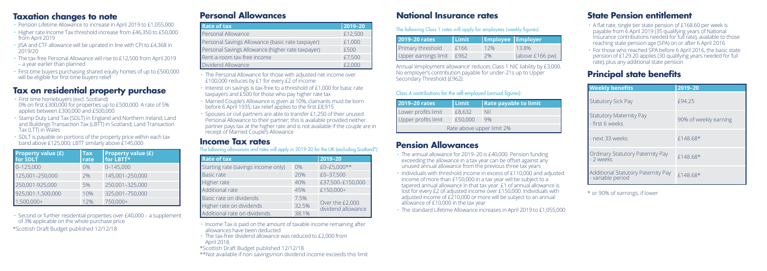## Taxation changes to note

- Pension Lifetime Allowance to increase in April 2019 to £1,055,000
- Higher rate Income Tax threshold increase from £46,350 to £50,000 from April 2019
- JISA and CTF allowance will be uprated in line with CPI to £4,368 in 2019/20
- The tax-free Personal Allowance will rise to £12,500 from April 2019 – a year earlier than planned
- First-time buyers purchasing shared equity homes of up to £500,000 will be eligible for first-time buyers relief

## Tax on residential property purchase

- First-time homebuyers (excl. Scotland) 0% on first £300,000 for properties up to £500,000. A rate of 5% applies between £300,000 and £500,000
- Stamp Duty Land Tax (SDLT) in England and Northern Ireland, Land and Buildings Transaction Tax (LBTT) in Scotland; Land Transaction Tax (LTT) in Wales
- SDLT is payable on portions of the property price within each tax band above £125,000; LBTT similarly above £145,000

| Property value (£) for SDLT | Tax rate | Property value (£) for LBTT* |
|---|---|---|
| 0–125,000 | 0% | 0–145,000 |
| 125,001–250,000 | 2% | 145,001–250,000 |
| 250,001-925,000 | 5% | 250,001–325,000 |
| 925,001-1,500,000 | 10% | 325,001–750,000 |
| 1,500,000+ | 12% | 750,000+ |

- Second or further residential properties over £40,000 – a supplement of 3% applicable on the whole purchase price

*Scottish Draft Budget published 12/12/18

## Personal Allowances

| Rate of tax | 2019–20 |
|---|---|
| Personal Allowance | £12,500 |
| Personal Savings Allowance (basic rate taxpayer) | £1,000 |
| Personal Savings Allowance (higher rate taxpayer) | £500 |
| Rent-a-room tax-free income | £7,500 |
| Dividend Allowance | £2,000 |

- The Personal Allowance for those with adjusted net income over £100,000 reduces by £1 for every £2 of income
- Interest on savings is tax-free to a threshold of £1,000 for basic rate taxpayers and £500 for those who pay higher rate tax
- Married Couple's Allowance is given at 10%, claimants must be born before 6 April 1935; tax relief applies to the first £8,915
- Spouses or civil partners are able to transfer £1,250 of their unused Personal Allowance to their partner; this is available provided neither partner pays tax at the higher rate and is not available if the couple are in receipt of Married Couple's Allowance

## Income Tax rates

The following allowances and rates will apply in 2019-20 for the UK (excluding Scotland*)

| Rate of tax | | 2019–20 |
|---|---|---|
| Starting rate (savings income only) | 0% | £0–£5,000** |
| Basic rate | 20% | £0–37,500 |
| Higher rate | 40% | £37,500–£150,000 |
| Additional rate | 45% | £150,000+ |
| Basic rate on dividends | 7.5% | Over the £2,000 dividend allowance |
| Higher rate on dividends | 32.5% | |
| Additional rate on dividends | 38.1% | |

- Income Tax is paid on the amount of taxable income remaining after allowances have been deducted
- The tax-free dividend allowance was reduced to £2,000 from April 2018

*Scottish Draft Budget published 12/12/18

**Not available if non savings/non dividend income exceeds this limit

## National Insurance rates

The following Class 1 rates will apply for employees (weekly figures):

| 2019–20 rates | Limit | Employee | Employer |
|---|---|---|---|
| Primary threshold | £166 | 12% | 13.8% |
| Upper earnings limit | £962 | 2% | (above £166 pw) |

Annual 'employment allowance' reduces Class 1 NIC liability by £3,000. No employer's contribution payable for under-21s up to Upper Secondary Threshold (£962).

Class 4 contributions for the self-employed (annual figures):

| 2019–20 rates | Limit | Rate payable to limit |
|---|---|---|
| Lower profits limit | £8,632 | Nil |
| Upper profits limit | £50,000 | 9% |
| Rate above upper limit 2% | | |

## Pension Allowances

- The annual allowance for 2019–20 is £40,000. Pension funding exceeding the allowance in a tax year can be offset against any unused annual allowance from the previous three tax years
- Individuals with threshold income in excess of £110,000 and adjusted income of more than £150,000 in a tax year will be subject to a tapered annual allowance in that tax year. £1 of annual allowance is lost for every £2 of adjusted income over £150,000. Individuals with adjusted income of £210,000 or more will be subject to an annual allowance of £10,000 in the tax year
- The standard Lifetime Allowance increases in April 2019 to £1,055,000

## State Pension entitlement

- A flat rate, single tier state pension of £168.60 per week is payable from 6 April 2019 (35 qualifying years of National Insurance contributions needed for full rate), available to those reaching state pension age (SPA) on or after 6 April 2016
- For those who reached SPA before 6 April 2016, the basic state pension of £129.20 applies (30 qualifying years needed for full rate), plus any additional state pension

## Principal state benefits

| Weekly benefits | 2019–20 |
|---|---|
| Statutory Sick Pay | £94.25 |
| Statutory Maternity Pay - first 6 weeks | 90% of weekly earning |
| - next 33 weeks | £148.68* |
| Ordinary Statutory Paternity Pay - 2 weeks | £148.68* |
| Additional Statutory Paternity Pay - variable period | £148.68* |

\* or 90% of earnings, if lower